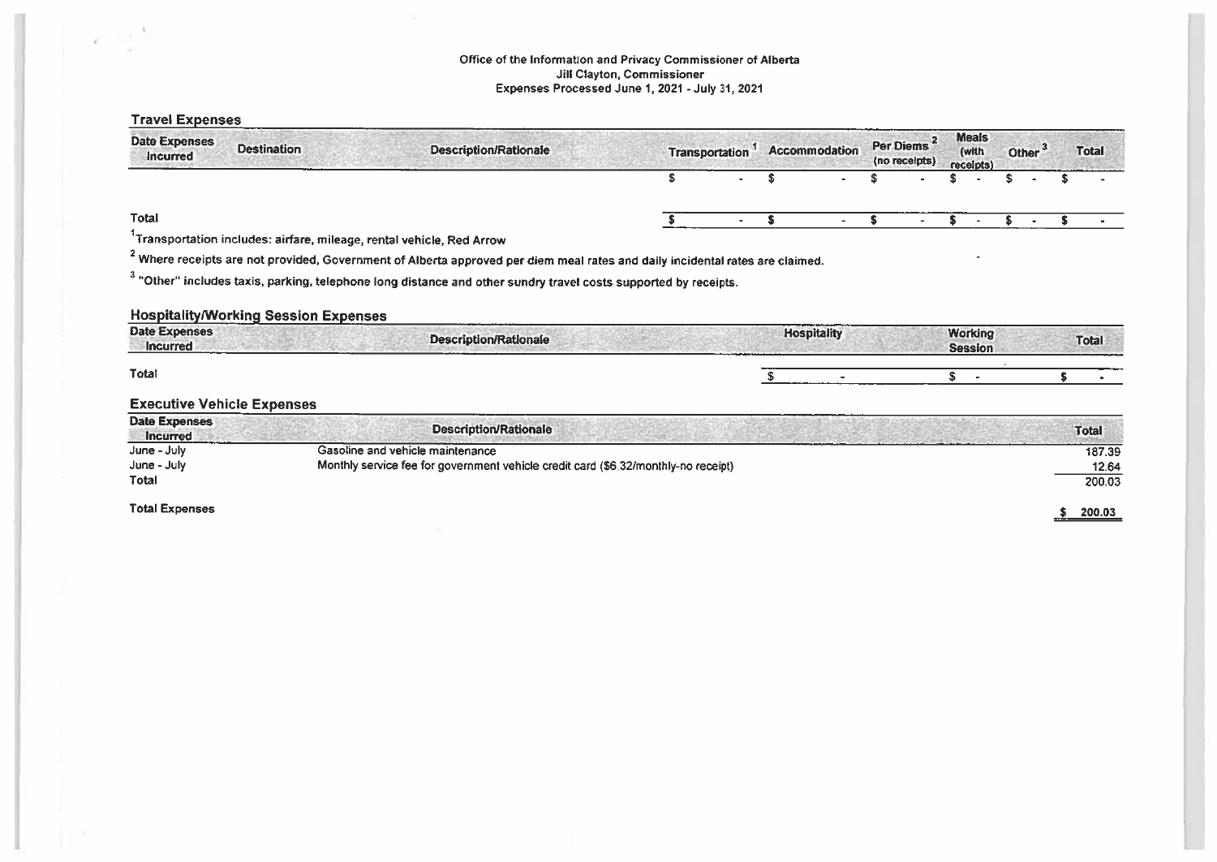Office of the Information and Privacy Commissioner of Alberta
Jill Clayton, Commissioner
Expenses Processed June 1, 2021 - July 31, 2021

## Travel Expenses

| Date Expenses Incurred | Destination | Description/Rationale | Transportation [1] | Accommodation | Per Diems [2] (no receipts) | Meals (with receipts) | Other [3] | Total |
|---|---|---|---|---|---|---|---|---|
| | | | $ - | $ - | $ - | $ - | $ - | $ - |
| Total | | | $ - | $ - | $ - | $ - | $ - | $ - |

[1] Transportation includes: airfare, mileage, rental vehicle, Red Arrow

[2] Where receipts are not provided, Government of Alberta approved per diem meal rates and daily incidental rates are claimed.

[3] "Other" includes taxis, parking, telephone long distance and other sundry travel costs supported by receipts.

## Hospitality/Working Session Expenses

| Date Expenses Incurred | Description/Rationale | Hospitality | Working Session | Total |
|---|---|---|---|---|
| Total | | $ - | $ - | $ - |

## Executive Vehicle Expenses

| Date Expenses Incurred | Description/Rationale | Total |
|---|---|---|
| June - July | Gasoline and vehicle maintenance | 187.39 |
| June - July | Monthly service fee for government vehicle credit card ($6.32/monthly-no receipt) | 12.64 |
| Total | | 200.03 |

**Total Expenses** $ 200.03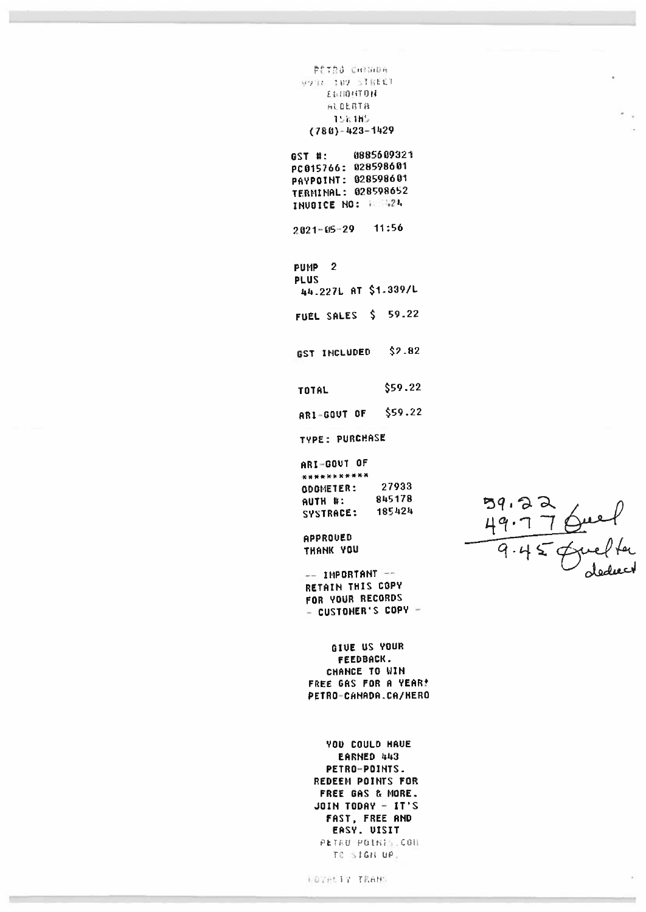PETRO CANADA
9946 109 STREET
EDMONTON
ALBERTA
T5K1H5
(780)-423-1429

GST #: 0885609321
PC015766: 028598601
PAYPOINT: 028598601
TERMINAL: 028598652
INVOICE NO: ...424

2021-05-29 11:56

PUMP 2
PLUS
44.227L AT $1.339/L

FUEL SALES $ 59.22

GST INCLUDED $2.82

TOTAL $59.22

ARI-GOVT OF $59.22

TYPE: PURCHASE

ARI-GOVT OF
***********
ODOMETER: 27933
AUTH #: 845178
SYSTRACE: 185424

APPROVED
THANK YOU

-- IMPORTANT --
RETAIN THIS COPY
FOR YOUR RECORDS
- CUSTOMER'S COPY -

GIVE US YOUR
FEEDBACK.
CHANCE TO WIN
FREE GAS FOR A YEAR!
PETRO-CANADA.CA/HERO

YOU COULD HAVE
EARNED 443
PETRO-POINTS.
REDEEM POINTS FOR
FREE GAS & MORE.
JOIN TODAY - IT'S
FAST, FREE AND
EASY. VISIT
PETRO-POINTS.COM
TO SIGN UP.

LOYALTY TRANS

59.22
49.77 fuel
9.45 fuel tax deduct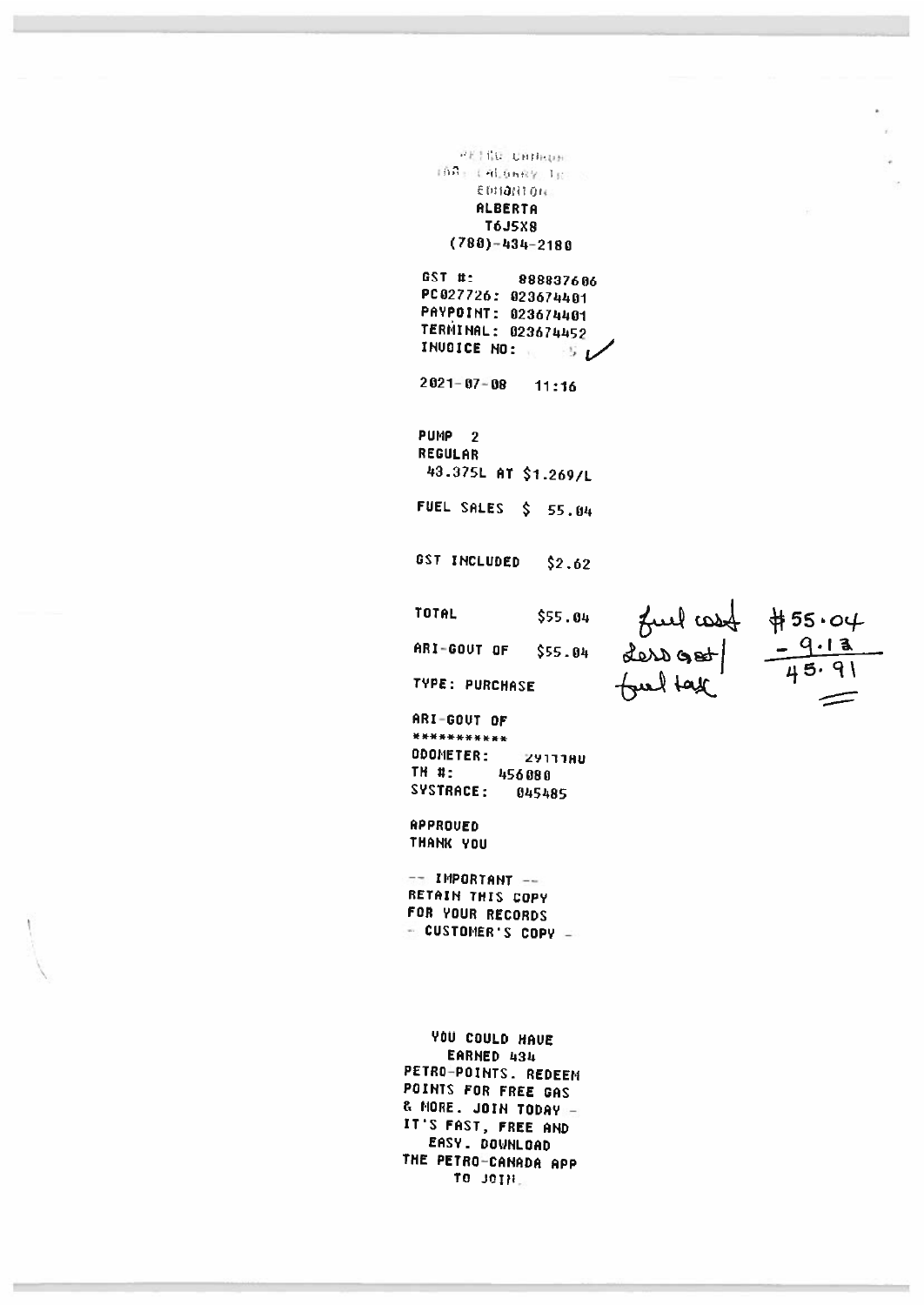PETRO CANADA
10A CALGARY TR
EDMONTON
ALBERTA
T6J5X8
(780)-434-2180

GST #: 888837606
PC027726: 023674401
PAYPOINT: 023674401
TERMINAL: 023674452
INVOICE NO: 5 ✓

2021-07-08 11:16

PUMP 2
REGULAR
43.375L AT $1.269/L

FUEL SALES $ 55.04

GST INCLUDED $2.62

TOTAL $55.04

ARI-GOVT OF $55.04

TYPE: PURCHASE

fuel cost $55.04
Less GST/ fuel tax -9.13
45.91

ARI-GOVT OF
***********
ODOMETER: 29111AU
TH #: 456080
SYSTRACE: 045485

APPROVED
THANK YOU

-- IMPORTANT --
RETAIN THIS COPY
FOR YOUR RECORDS
- CUSTOMER'S COPY -

YOU COULD HAVE
EARNED 434
PETRO-POINTS. REDEEM
POINTS FOR FREE GAS
& MORE. JOIN TODAY -
IT'S FAST, FREE AND
EASY. DOWNLOAD
THE PETRO-CANADA APP
TO JOIN.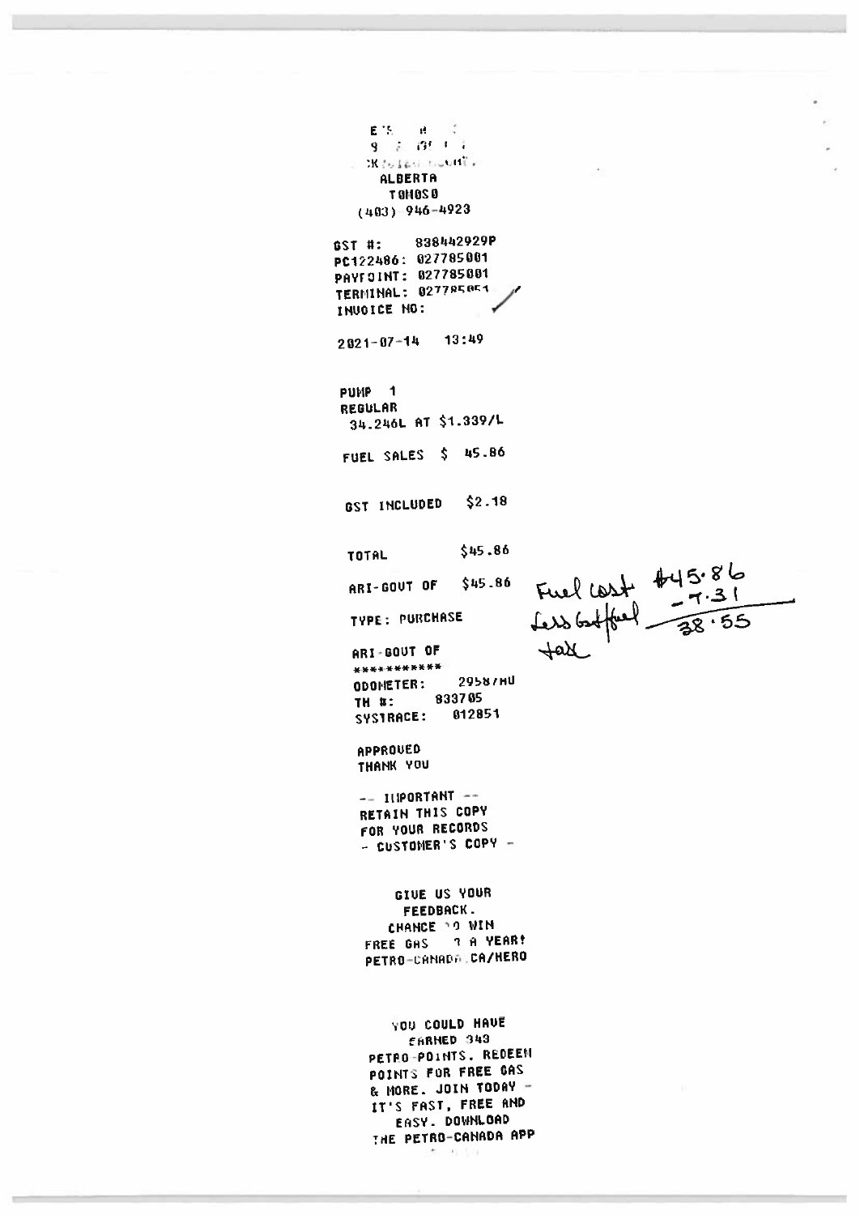ALBERTA
T0M0S0
(403) 946-4923

GST #: 838442929P
PC122486: 027785001
PAYPOINT: 027785001
TERMINAL: 027785051
INVOICE NO:

2021-07-14 13:49

PUMP 1
REGULAR
34.246L AT $1.339/L

FUEL SALES $ 45.86

GST INCLUDED $2.18

TOTAL $45.86

ARI-GOVT OF $45.86

TYPE: PURCHASE

ARI-GOVT OF
\*\*\*\*\*\*\*\*\*\*\*
ODOMETER: 29587HU
TH #: 833705
SYSTRACE: 012851

APPROVED
THANK YOU

-- IMPORTANT --
RETAIN THIS COPY
FOR YOUR RECORDS
- CUSTOMER'S COPY -

GIVE US YOUR
FEEDBACK.
CHANCE TO WIN
FREE GAS 1 A YEAR!
PETRO-CANADA.CA/HERO

YOU COULD HAVE
EARNED 343
PETRO-POINTS. REDEEM
POINTS FOR FREE GAS
& MORE. JOIN TODAY -
IT'S FAST, FREE AND
EASY. DOWNLOAD
THE PETRO-CANADA APP

Fuel cost $45.86
Less Govt fuel tax -7.31
38.55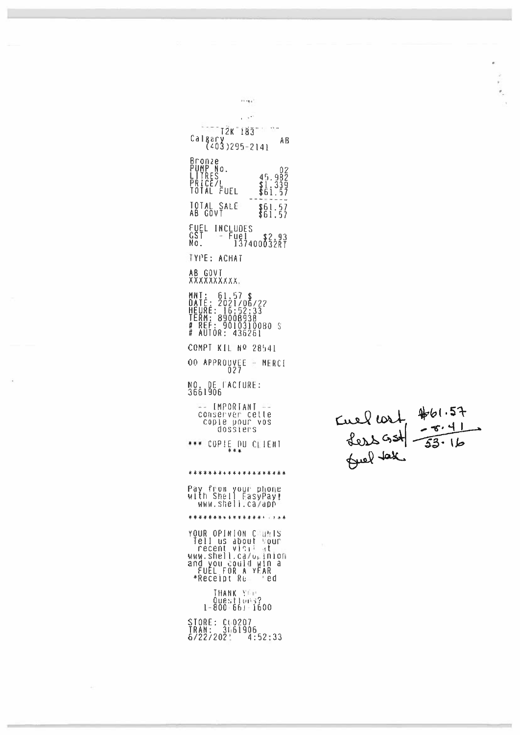T2K 1B3

Calgary AB

(403)295-2141

Bronze

| | |
|---|---|
| PUMP No. | 02 |
| LITRES | 45.982 |
| PRICE/L | $1.339 |
| TOTAL FUEL | $61.57 |

| | |
|---|---|
| TOTAL SALE | $61.57 |
| AB GOVT | $61.57 |

FUEL INCLUDES

GST - Fuel $2.93

No. 137400032RT

TYPE: ACHAT

AB GOVT

XXXXXXXXXX

MNT: 61.57 $

DATE: 2021/06/22

HEURE: 16:52:33

TERM: 8900B93B

# REF: 9010310080 S

# AUTOR: 436261

COMPT KIL Nº 28541

00 APPROUVEE - MERCI

027

NO. DE FACTURE:

3661906

-- IMPORTANT --

conserver cette

copie pour vos

dossiers

*** COPIE DU CLIENT ***

*******************

Pay from your phone

with Shell EasyPay!

www.shell.ca/app

*******************

YOUR OPINION COUNTS

Tell us about your

recent visit at

www.shell.ca/opinion

and you could win a

FUEL FOR A YEAR

*Receipt Required

THANK YOU

Questions?

1-800-663-1600

STORE: C0207

TRAN: 3661906

6/22/2021 4:52:33

Fuel cost $61.57

Less GST -8.41

53.16

fuel tax